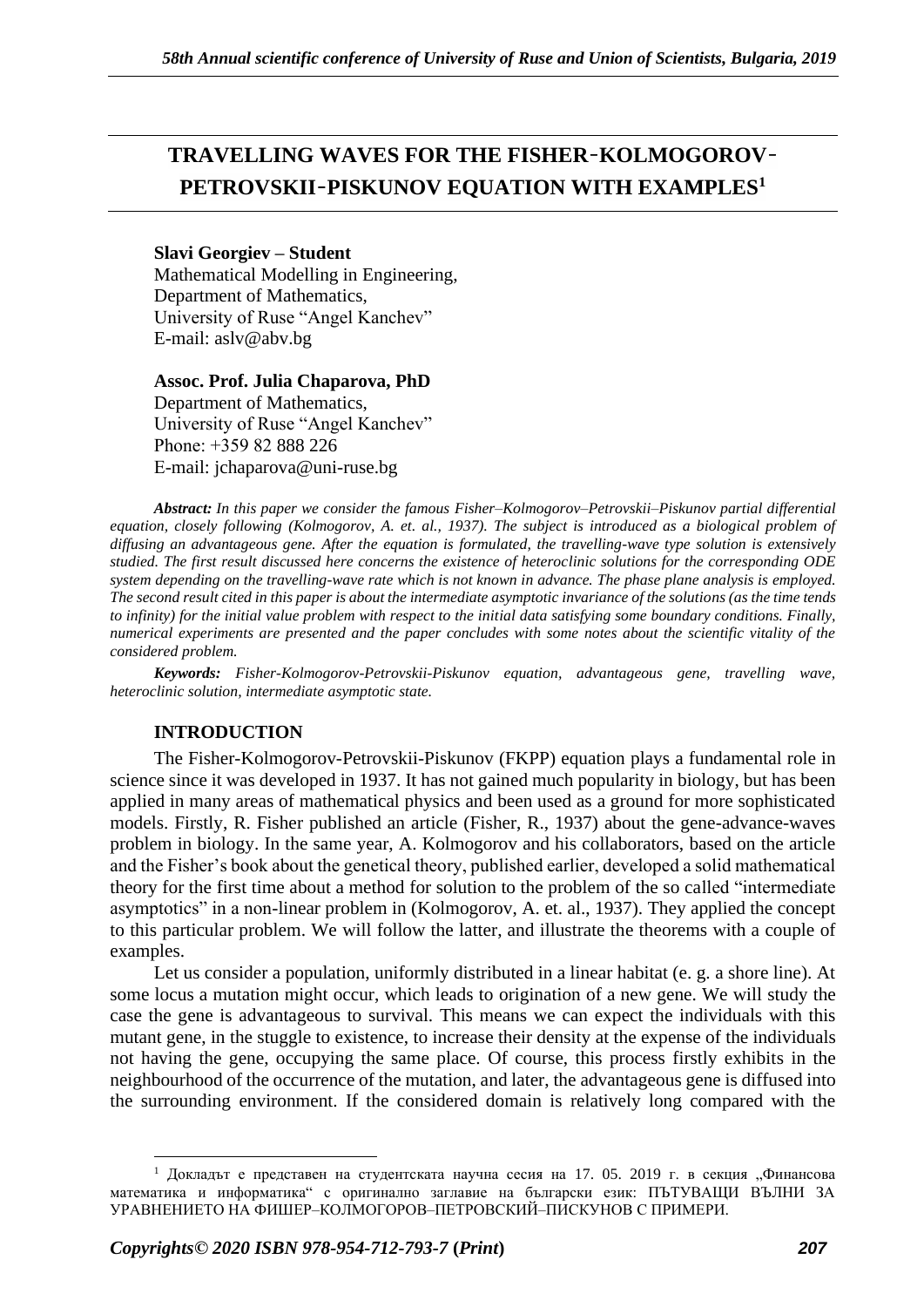# TRAVELLING WAVES FOR THE FISHER-KOLMOGOROV-PETROVSKII-PISKUNOV EQUATION WITH EXAMPLES[1]

**Slavi Georgiev – Student**
Mathematical Modelling in Engineering,
Department of Mathematics,
University of Ruse "Angel Kanchev"
E-mail: aslv@abv.bg

**Assoc. Prof. Julia Chaparova, PhD**
Department of Mathematics,
University of Ruse "Angel Kanchev"
Phone: +359 82 888 226
E-mail: jchaparova@uni-ruse.bg

***Abstract:*** *In this paper we consider the famous Fisher–Kolmogorov–Petrovskii–Piskunov partial differential equation, closely following (Kolmogorov, A. et. al., 1937). The subject is introduced as a biological problem of diffusing an advantageous gene. After the equation is formulated, the travelling-wave type solution is extensively studied. The first result discussed here concerns the existence of heteroclinic solutions for the corresponding ODE system depending on the travelling-wave rate which is not known in advance. The phase plane analysis is employed. The second result cited in this paper is about the intermediate asymptotic invariance of the solutions (as the time tends to infinity) for the initial value problem with respect to the initial data satisfying some boundary conditions. Finally, numerical experiments are presented and the paper concludes with some notes about the scientific vitality of the considered problem.*

***Keywords:*** *Fisher-Kolmogorov-Petrovskii-Piskunov equation, advantageous gene, travelling wave, heteroclinic solution, intermediate asymptotic state.*

## INTRODUCTION

The Fisher-Kolmogorov-Petrovskii-Piskunov (FKPP) equation plays a fundamental role in science since it was developed in 1937. It has not gained much popularity in biology, but has been applied in many areas of mathematical physics and been used as a ground for more sophisticated models. Firstly, R. Fisher published an article (Fisher, R., 1937) about the gene-advance-waves problem in biology. In the same year, A. Kolmogorov and his collaborators, based on the article and the Fisher's book about the genetical theory, published earlier, developed a solid mathematical theory for the first time about a method for solution to the problem of the so called "intermediate asymptotics" in a non-linear problem in (Kolmogorov, A. et. al., 1937). They applied the concept to this particular problem. We will follow the latter, and illustrate the theorems with a couple of examples.

Let us consider a population, uniformly distributed in a linear habitat (e. g. a shore line). At some locus a mutation might occur, which leads to origination of a new gene. We will study the case the gene is advantageous to survival. This means we can expect the individuals with this mutant gene, in the stuggle to existence, to increase their density at the expense of the individuals not having the gene, occupying the same place. Of course, this process firstly exhibits in the neighbourhood of the occurrence of the mutation, and later, the advantageous gene is diffused into the surrounding environment. If the considered domain is relatively long compared with the

[1] Докладът е представен на студентската научна сесия на 17. 05. 2019 г. в секция „Финансова математика и информатика" с оригинално заглавие на български език: ПЪТУВАЩИ ВЪЛНИ ЗА УРАВНЕНИЕТО НА ФИШЕР–КОЛМОГОРОВ–ПЕТРОВСКИЙ–ПИСКУНОВ С ПРИМЕРИ.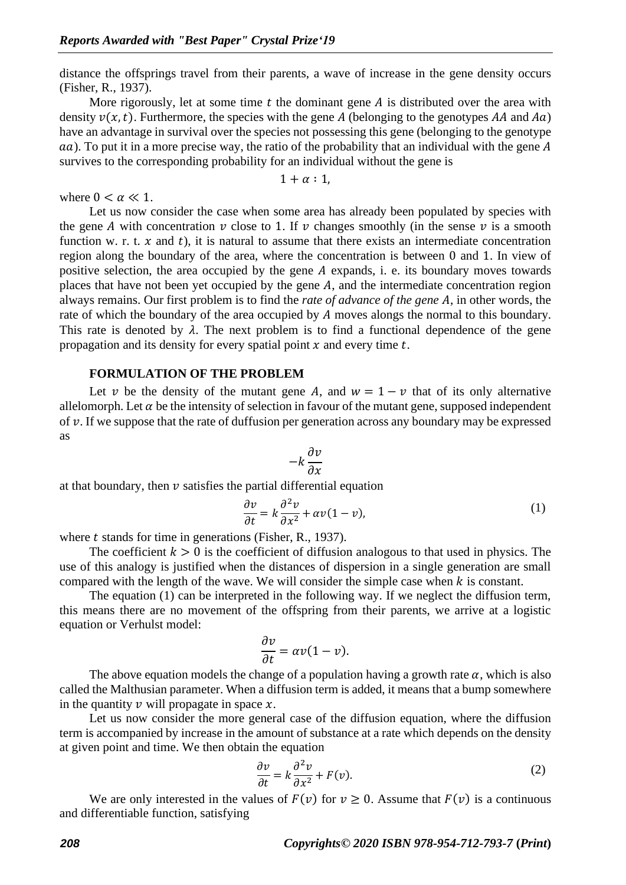distance the offsprings travel from their parents, a wave of increase in the gene density occurs (Fisher, R., 1937).

More rigorously, let at some time $t$ the dominant gene $A$ is distributed over the area with density $v(x,t)$. Furthermore, the species with the gene $A$ (belonging to the genotypes $AA$ and $Aa$) have an advantage in survival over the species not possessing this gene (belonging to the genotype $aa$). To put it in a more precise way, the ratio of the probability that an individual with the gene $A$ survives to the corresponding probability for an individual without the gene is

$$1 + \alpha : 1,$$

where $0 < \alpha \ll 1$.

Let us now consider the case when some area has already been populated by species with the gene $A$ with concentration $v$ close to 1. If $v$ changes smoothly (in the sense $v$ is a smooth function w. r. t. $x$ and $t$), it is natural to assume that there exists an intermediate concentration region along the boundary of the area, where the concentration is between 0 and 1. In view of positive selection, the area occupied by the gene $A$ expands, i. e. its boundary moves towards places that have not been yet occupied by the gene $A$, and the intermediate concentration region always remains. Our first problem is to find the *rate of advance of the gene $A$*, in other words, the rate of which the boundary of the area occupied by $A$ moves alongs the normal to this boundary. This rate is denoted by $\lambda$. The next problem is to find a functional dependence of the gene propagation and its density for every spatial point $x$ and every time $t$.

## FORMULATION OF THE PROBLEM

Let $v$ be the density of the mutant gene $A$, and $w = 1 - v$ that of its only alternative allelomorph. Let $\alpha$ be the intensity of selection in favour of the mutant gene, supposed independent of $v$. If we suppose that the rate of duffusion per generation across any boundary may be expressed as

$$-k\frac{\partial v}{\partial x}$$

at that boundary, then $v$ satisfies the partial differential equation

$$\frac{\partial v}{\partial t} = k\frac{\partial^2 v}{\partial x^2} + \alpha v(1 - v), \tag{1}$$

where $t$ stands for time in generations (Fisher, R., 1937).

The coefficient $k > 0$ is the coefficient of diffusion analogous to that used in physics. The use of this analogy is justified when the distances of dispersion in a single generation are small compared with the length of the wave. We will consider the simple case when $k$ is constant.

The equation (1) can be interpreted in the following way. If we neglect the diffusion term, this means there are no movement of the offspring from their parents, we arrive at a logistic equation or Verhulst model:

$$\frac{\partial v}{\partial t} = \alpha v(1 - v).$$

The above equation models the change of a population having a growth rate $\alpha$, which is also called the Malthusian parameter. When a diffusion term is added, it means that a bump somewhere in the quantity $v$ will propagate in space $x$.

Let us now consider the more general case of the diffusion equation, where the diffusion term is accompanied by increase in the amount of substance at a rate which depends on the density at given point and time. We then obtain the equation

$$\frac{\partial v}{\partial t} = k\frac{\partial^2 v}{\partial x^2} + F(v). \tag{2}$$

We are only interested in the values of $F(v)$ for $v \geq 0$. Assume that $F(v)$ is a continuous and differentiable function, satisfying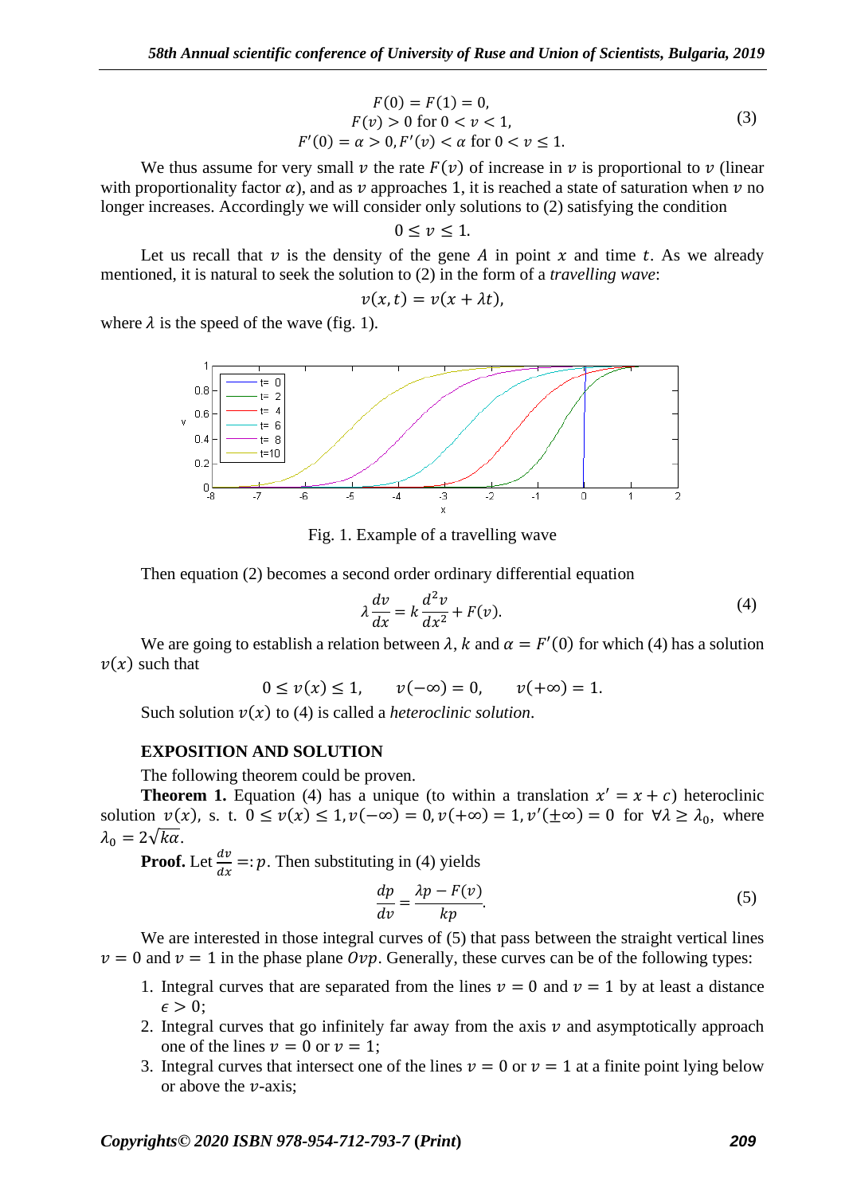$$F(0) = F(1) = 0,$$
$$F(v) > 0 \text{ for } 0 < v < 1, \tag{3}$$
$$F'(0) = \alpha > 0, F'(v) < \alpha \text{ for } 0 < v \leq 1.$$

We thus assume for very small $v$ the rate $F(v)$ of increase in $v$ is proportional to $v$ (linear with proportionality factor $\alpha$), and as $v$ approaches 1, it is reached a state of saturation when $v$ no longer increases. Accordingly we will consider only solutions to (2) satisfying the condition

$$0 \leq v \leq 1.$$

Let us recall that $v$ is the density of the gene $A$ in point $x$ and time $t$. As we already mentioned, it is natural to seek the solution to (2) in the form of a *travelling wave*:

$$v(x,t) = v(x + \lambda t),$$

where $\lambda$ is the speed of the wave (fig. 1).

1
0.8
0.6
0.4
0.2
0
v
-8 -7 -6 -5 -4 -3 -2 -1 0 1 2
x
t= 0
t= 2
t= 4
t= 6
t= 8
t=10

Fig. 1. Example of a travelling wave

Then equation (2) becomes a second order ordinary differential equation

$$\lambda \frac{dv}{dx} = k \frac{d^2 v}{dx^2} + F(v). \tag{4}$$

We are going to establish a relation between $\lambda$, $k$ and $\alpha = F'(0)$ for which (4) has a solution $v(x)$ such that

$$0 \leq v(x) \leq 1, \qquad v(-\infty) = 0, \qquad v(+\infty) = 1.$$

Such solution $v(x)$ to (4) is called a *heteroclinic solution*.

**EXPOSITION AND SOLUTION**

The following theorem could be proven.

**Theorem 1.** Equation (4) has a unique (to within a translation $x' = x + c$) heteroclinic solution $v(x)$, s. t. $0 \leq v(x) \leq 1, v(-\infty) = 0, v(+\infty) = 1, v'(\pm\infty) = 0$ for $\forall \lambda \geq \lambda_0$, where $\lambda_0 = 2\sqrt{k\alpha}$.

**Proof.** Let $\frac{dv}{dx} =: p$. Then substituting in (4) yields

$$\frac{dp}{dv} = \frac{\lambda p - F(v)}{kp}. \tag{5}$$

We are interested in those integral curves of (5) that pass between the straight vertical lines $v = 0$ and $v = 1$ in the phase plane $Ovp$. Generally, these curves can be of the following types:

1. Integral curves that are separated from the lines $v = 0$ and $v = 1$ by at least a distance $\epsilon > 0$;
2. Integral curves that go infinitely far away from the axis $v$ and asymptotically approach one of the lines $v = 0$ or $v = 1$;
3. Integral curves that intersect one of the lines $v = 0$ or $v = 1$ at a finite point lying below or above the $v$-axis;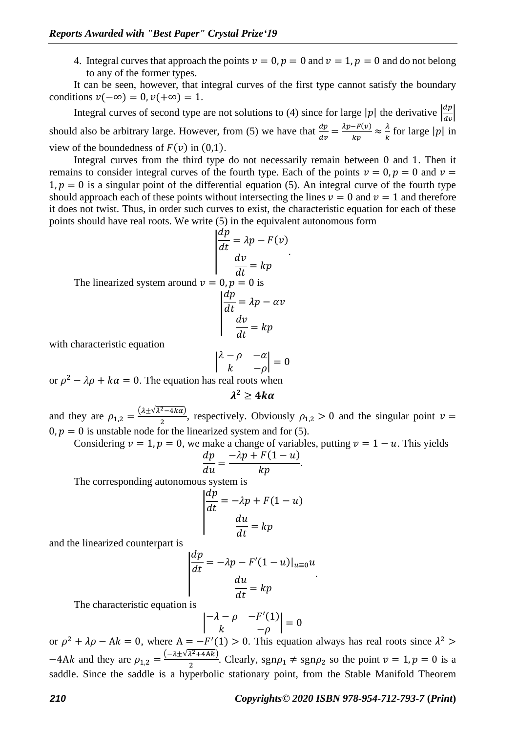4. Integral curves that approach the points $v = 0, p = 0$ and $v = 1, p = 0$ and do not belong to any of the former types.

It can be seen, however, that integral curves of the first type cannot satisfy the boundary conditions $v(-\infty) = 0, v(+\infty) = 1$.

Integral curves of second type are not solutions to (4) since for large $|p|$ the derivative $\left|\frac{dp}{dv}\right|$ should also be arbitrary large. However, from (5) we have that $\frac{dp}{dv} = \frac{\lambda p - F(v)}{kp} \approx \frac{\lambda}{k}$ for large $|p|$ in view of the boundedness of $F(v)$ in $(0,1)$.

Integral curves from the third type do not necessarily remain between 0 and 1. Then it remains to consider integral curves of the fourth type. Each of the points $v = 0, p = 0$ and $v = 1, p = 0$ is a singular point of the differential equation (5). An integral curve of the fourth type should approach each of these points without intersecting the lines $v = 0$ and $v = 1$ and therefore it does not twist. Thus, in order such curves to exist, the characteristic equation for each of these points should have real roots. We write (5) in the equivalent autonomous form

$$\left|\begin{aligned} \frac{dp}{dt} &= \lambda p - F(v) \\ \frac{dv}{dt} &= kp \end{aligned}\right. .$$

The linearized system around $v = 0, p = 0$ is

$$\left|\begin{aligned} \frac{dp}{dt} &= \lambda p - \alpha v \\ \frac{dv}{dt} &= kp \end{aligned}\right.$$

with characteristic equation

$$\begin{vmatrix} \lambda - \rho & -\alpha \\ k & -\rho \end{vmatrix} = 0$$

or $\rho^2 - \lambda\rho + k\alpha = 0$. The equation has real roots when

$$\boldsymbol{\lambda^2 \geq 4k\alpha}$$

and they are $\rho_{1,2} = \frac{(\lambda \pm \sqrt{\lambda^2 - 4k\alpha})}{2}$, respectively. Obviously $\rho_{1,2} > 0$ and the singular point $v = 0, p = 0$ is unstable node for the linearized system and for (5).

Considering $v = 1, p = 0$, we make a change of variables, putting $v = 1 - u$. This yields

$$\frac{dp}{du} = \frac{-\lambda p + F(1 - u)}{kp}.$$

The corresponding autonomous system is

$$\left|\begin{aligned} \frac{dp}{dt} &= -\lambda p + F(1 - u) \\ \frac{du}{dt} &= kp \end{aligned}\right.$$

and the linearized counterpart is

$$\left|\begin{aligned} \frac{dp}{dt} &= -\lambda p - F'(1 - u)|_{u=0} u \\ \frac{du}{dt} &= kp \end{aligned}\right. .$$

The characteristic equation is

$$\begin{vmatrix} -\lambda - \rho & -F'(1) \\ k & -\rho \end{vmatrix} = 0$$

or $\rho^2 + \lambda\rho - \mathrm{A}k = 0$, where $\mathrm{A} = -F'(1) > 0$. This equation always has real roots since $\lambda^2 > -4\mathrm{A}k$ and they are $\rho_{1,2} = \frac{(-\lambda \pm \sqrt{\lambda^2 + 4\mathrm{A}k})}{2}$. Clearly, $\mathrm{sgn}\rho_1 \neq \mathrm{sgn}\rho_2$ so the point $v = 1, p = 0$ is a saddle. Since the saddle is a hyperbolic stationary point, from the Stable Manifold Theorem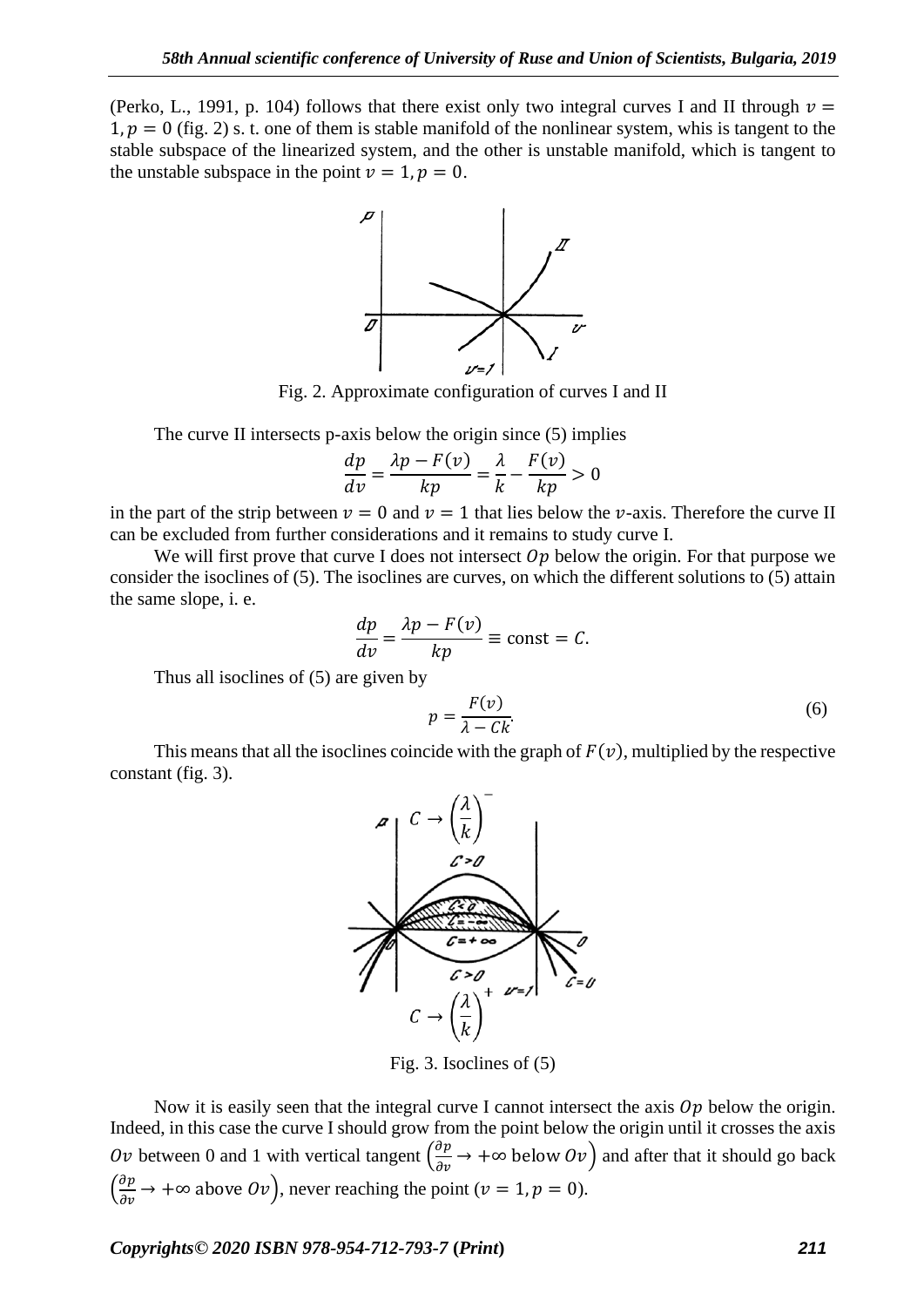(Perko, L., 1991, p. 104) follows that there exist only two integral curves I and II through $v = 1, p = 0$ (fig. 2) s. t. one of them is stable manifold of the nonlinear system, whis is tangent to the stable subspace of the linearized system, and the other is unstable manifold, which is tangent to the unstable subspace in the point $v = 1, p = 0$.

p
II
0
v
I
v=1

Fig. 2. Approximate configuration of curves I and II

The curve II intersects p-axis below the origin since (5) implies

$$\frac{dp}{dv} = \frac{\lambda p - F(v)}{kp} = \frac{\lambda}{k} - \frac{F(v)}{kp} > 0$$

in the part of the strip between $v = 0$ and $v = 1$ that lies below the $v$-axis. Therefore the curve II can be excluded from further considerations and it remains to study curve I.

We will first prove that curve I does not intersect $Op$ below the origin. For that purpose we consider the isoclines of (5). The isoclines are curves, on which the different solutions to (5) attain the same slope, i. e.

$$\frac{dp}{dv} = \frac{\lambda p - F(v)}{kp} \equiv \text{const} = C.$$

Thus all isoclines of (5) are given by

$$p = \frac{F(v)}{\lambda - Ck}. \tag{6}$$

This means that all the isoclines coincide with the graph of $F(v)$, multiplied by the respective constant (fig. 3).

p
$C \to \left(\frac{\lambda}{k}\right)^-$
C>0
C<0
C=-∞
C=+∞
0
0
C>0
v=1
C=0
$C \to \left(\frac{\lambda}{k}\right)^+$

Fig. 3. Isoclines of (5)

Now it is easily seen that the integral curve I cannot intersect the axis $Op$ below the origin. Indeed, in this case the curve I should grow from the point below the origin until it crosses the axis $Ov$ between 0 and 1 with vertical tangent $\left(\frac{\partial p}{\partial v} \to +\infty \text{ below } Ov\right)$ and after that it should go back $\left(\frac{\partial p}{\partial v} \to +\infty \text{ above } Ov\right)$, never reaching the point $(v = 1, p = 0)$.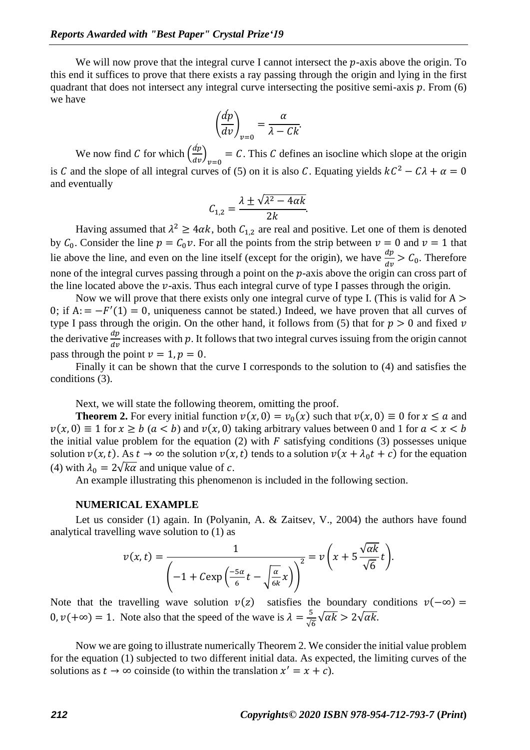We will now prove that the integral curve I cannot intersect the $p$-axis above the origin. To this end it suffices to prove that there exists a ray passing through the origin and lying in the first quadrant that does not intersect any integral curve intersecting the positive semi-axis $p$. From (6) we have

$$\left(\frac{dp}{dv}\right)_{v=0} = \frac{\alpha}{\lambda - Ck}.$$

We now find $C$ for which $\left(\frac{dp}{dv}\right)_{v=0} = C$. This $C$ defines an isocline which slope at the origin is $C$ and the slope of all integral curves of (5) on it is also $C$. Equating yields $kC^2 - C\lambda + \alpha = 0$ and eventually

$$C_{1,2} = \frac{\lambda \pm \sqrt{\lambda^2 - 4\alpha k}}{2k}.$$

Having assumed that $\lambda^2 \geq 4\alpha k$, both $C_{1,2}$ are real and positive. Let one of them is denoted by $C_0$. Consider the line $p = C_0 v$. For all the points from the strip between $v = 0$ and $v = 1$ that lie above the line, and even on the line itself (except for the origin), we have $\frac{dp}{dv} > C_0$. Therefore none of the integral curves passing through a point on the $p$-axis above the origin can cross part of the line located above the $v$-axis. Thus each integral curve of type I passes through the origin.

Now we will prove that there exists only one integral curve of type I. (This is valid for $A > 0$; if $A := -F'(1) = 0$, uniqueness cannot be stated.) Indeed, we have proven that all curves of type I pass through the origin. On the other hand, it follows from (5) that for $p > 0$ and fixed $v$ the derivative $\frac{dp}{dv}$ increases with $p$. It follows that two integral curves issuing from the origin cannot pass through the point $v = 1, p = 0$.

Finally it can be shown that the curve I corresponds to the solution to (4) and satisfies the conditions (3).

Next, we will state the following theorem, omitting the proof.

**Theorem 2.** For every initial function $v(x,0) = v_0(x)$ such that $v(x,0) \equiv 0$ for $x \leq a$ and $v(x,0) \equiv 1$ for $x \geq b$ $(a < b)$ and $v(x,0)$ taking arbitrary values between 0 and 1 for $a < x < b$ the initial value problem for the equation (2) with $F$ satisfying conditions (3) possesses unique solution $v(x,t)$. As $t \to \infty$ the solution $v(x,t)$ tends to a solution $v(x + \lambda_0 t + c)$ for the equation (4) with $\lambda_0 = 2\sqrt{k\alpha}$ and unique value of $c$.

An example illustrating this phenomenon is included in the following section.

### NUMERICAL EXAMPLE

Let us consider (1) again. In (Polyanin, A. & Zaitsev, V., 2004) the authors have found analytical travelling wave solution to (1) as

$$v(x,t) = \frac{1}{\left(-1 + C\exp\left(\frac{-5\alpha}{6}t - \sqrt{\frac{\alpha}{6k}}x\right)\right)^2} = v\left(x + 5\frac{\sqrt{\alpha k}}{\sqrt{6}}t\right).$$

Note that the travelling wave solution $v(z)$ satisfies the boundary conditions $v(-\infty) = 0, v(+\infty) = 1$. Note also that the speed of the wave is $\lambda = \frac{5}{\sqrt{6}}\sqrt{\alpha k} > 2\sqrt{\alpha k}$.

Now we are going to illustrate numerically Theorem 2. We consider the initial value problem for the equation (1) subjected to two different initial data. As expected, the limiting curves of the solutions as $t \to \infty$ coinside (to within the translation $x' = x + c$).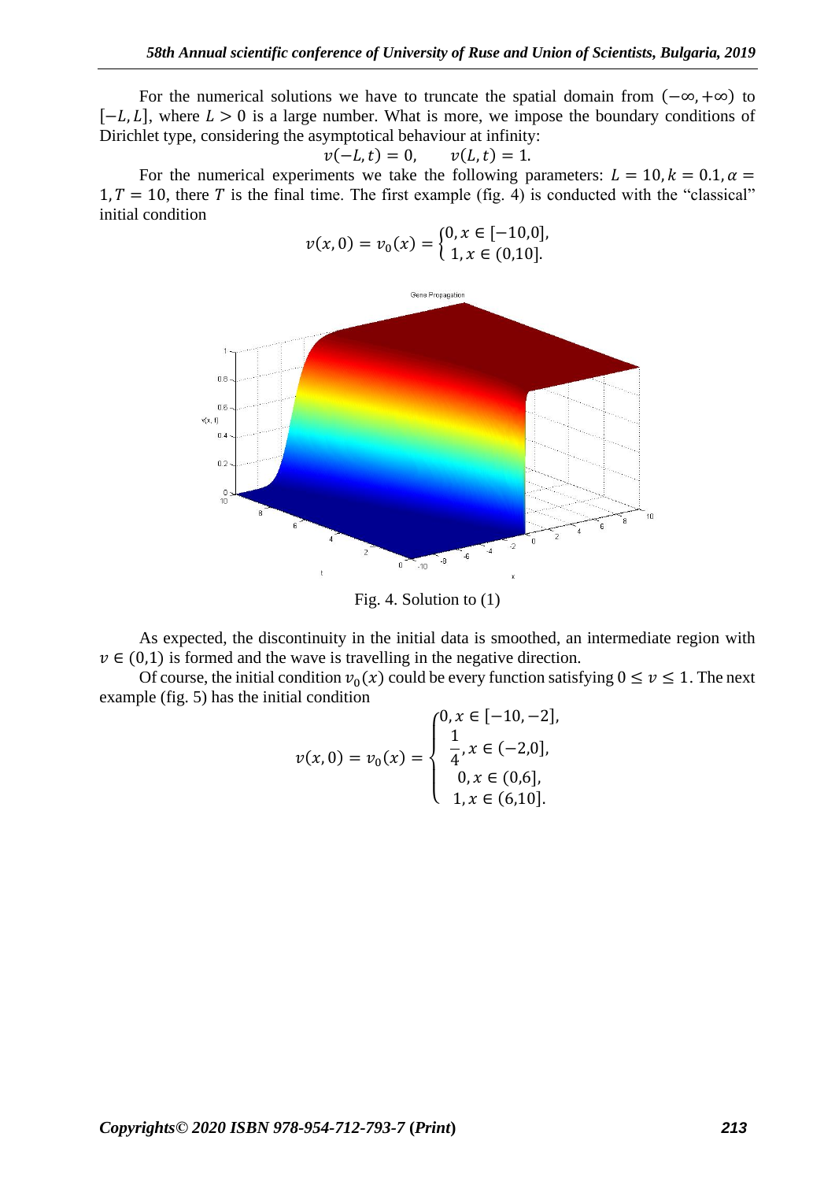For the numerical solutions we have to truncate the spatial domain from $(-\infty, +\infty)$ to $[-L, L]$, where $L > 0$ is a large number. What is more, we impose the boundary conditions of Dirichlet type, considering the asymptotical behaviour at infinity:

$$v(-L, t) = 0, \qquad v(L, t) = 1.$$

For the numerical experiments we take the following parameters: $L = 10, k = 0.1, \alpha = 1, T = 10$, there $T$ is the final time. The first example (fig. 4) is conducted with the "classical" initial condition

$$v(x, 0) = v_0(x) = \begin{cases} 0, x \in [-10,0], \\ 1, x \in (0,10]. \end{cases}$$

Gene Propagation

1
0.8
0.6
0.4
0.2
0
v(x, t)
10
8
6
4
2
0
t
-10
-8
-6
-4
-2
0
2
4
6
8
10
x

Fig. 4. Solution to (1)

As expected, the discontinuity in the initial data is smoothed, an intermediate region with $v \in (0,1)$ is formed and the wave is travelling in the negative direction.

Of course, the initial condition $v_0(x)$ could be every function satisfying $0 \le v \le 1$. The next example (fig. 5) has the initial condition

$$v(x, 0) = v_0(x) = \begin{cases} 0, x \in [-10, -2], \\ \dfrac{1}{4}, x \in (-2,0], \\ 0, x \in (0,6], \\ 1, x \in (6,10]. \end{cases}$$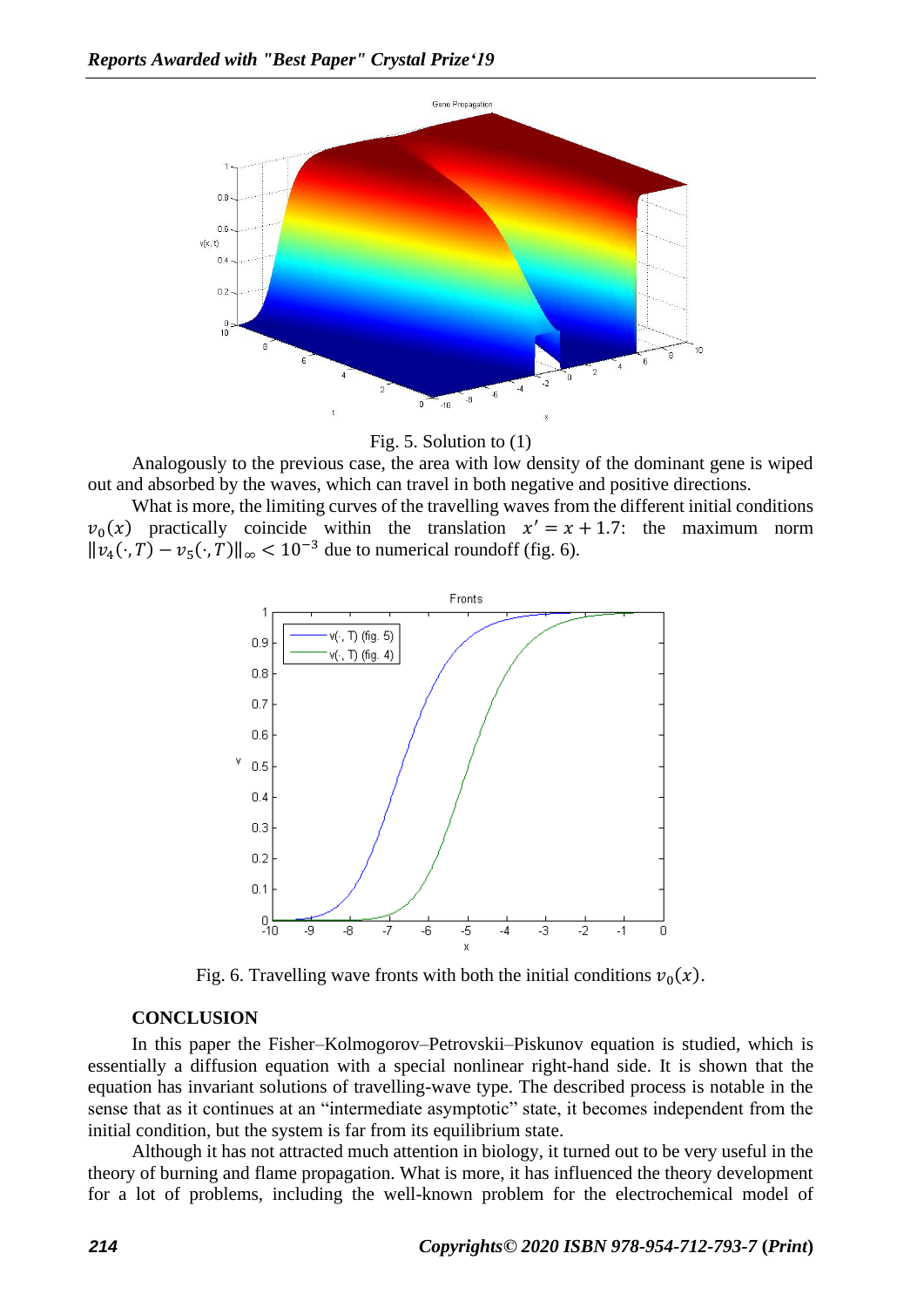Gene Propagation

v(x, t)

1
0.8
0.6
0.4
0.2
0

t

10
8
6
4
2
0

x

-10
-8
-6
-4
-2
0
2
4
6
8
10

Fig. 5. Solution to (1)

Analogously to the previous case, the area with low density of the dominant gene is wiped out and absorbed by the waves, which can travel in both negative and positive directions.

What is more, the limiting curves of the travelling waves from the different initial conditions $v_0(x)$ practically coincide within the translation $x' = x + 1.7$: the maximum norm $\|v_4(\cdot,T) - v_5(\cdot,T)\|_\infty < 10^{-3}$ due to numerical roundoff (fig. 6).

Fronts

v(·, T) (fig. 5)
v(·, T) (fig. 4)

v

1
0.9
0.8
0.7
0.6
0.5
0.4
0.3
0.2
0.1
0

x

-10
-9
-8
-7
-6
-5
-4
-3
-2
-1
0

Fig. 6. Travelling wave fronts with both the initial conditions $v_0(x)$.

## CONCLUSION

In this paper the Fisher–Kolmogorov–Petrovskii–Piskunov equation is studied, which is essentially a diffusion equation with a special nonlinear right-hand side. It is shown that the equation has invariant solutions of travelling-wave type. The described process is notable in the sense that as it continues at an "intermediate asymptotic" state, it becomes independent from the initial condition, but the system is far from its equilibrium state.

Although it has not attracted much attention in biology, it turned out to be very useful in the theory of burning and flame propagation. What is more, it has influenced the theory development for a lot of problems, including the well-known problem for the electrochemical model of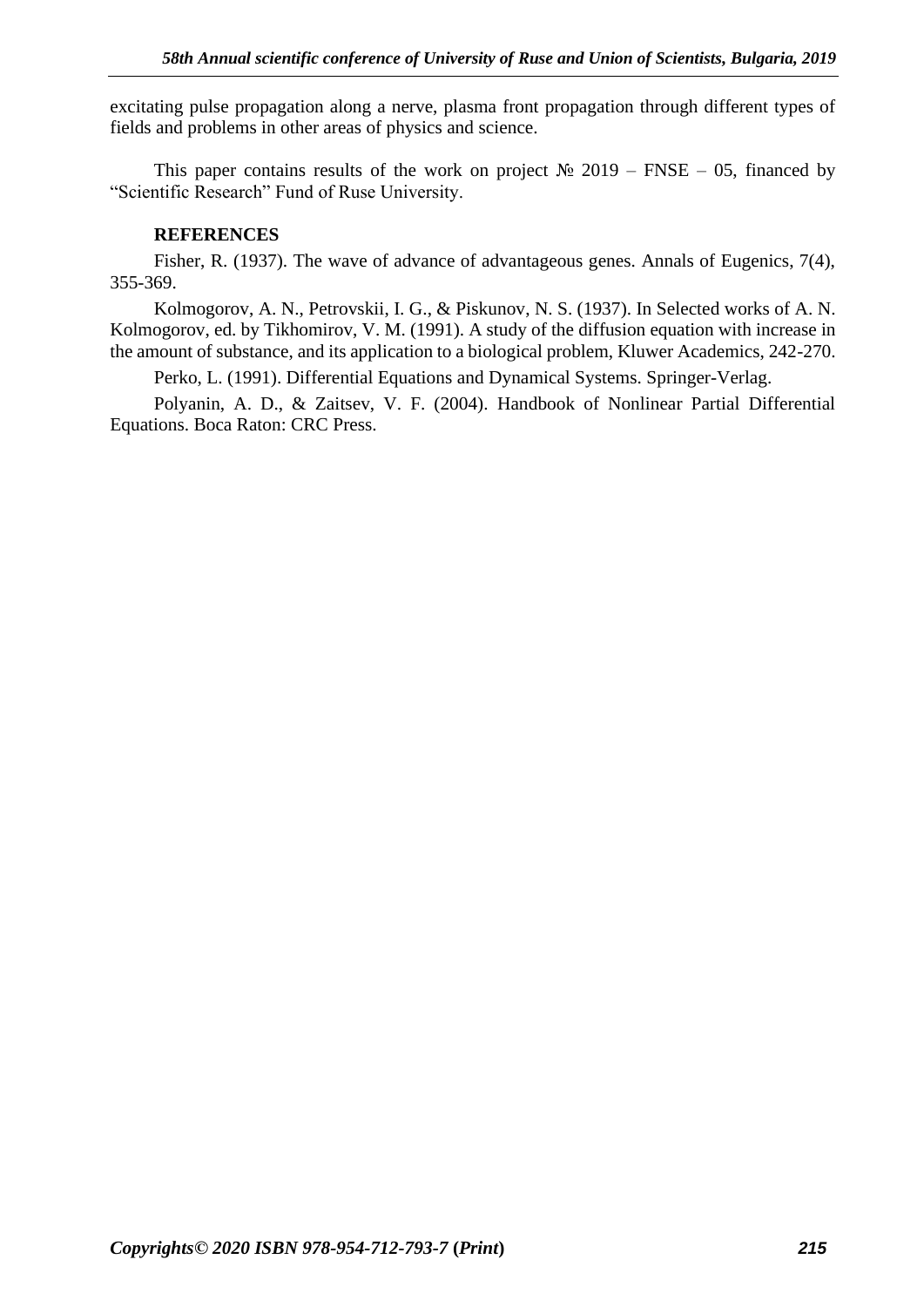excitating pulse propagation along a nerve, plasma front propagation through different types of fields and problems in other areas of physics and science.

This paper contains results of the work on project № 2019 – FNSE – 05, financed by "Scientific Research" Fund of Ruse University.

## REFERENCES

Fisher, R. (1937). The wave of advance of advantageous genes. Annals of Eugenics, 7(4), 355-369.

Kolmogorov, A. N., Petrovskii, I. G., & Piskunov, N. S. (1937). In Selected works of A. N. Kolmogorov, ed. by Tikhomirov, V. M. (1991). A study of the diffusion equation with increase in the amount of substance, and its application to a biological problem, Kluwer Academics, 242-270.

Perko, L. (1991). Differential Equations and Dynamical Systems. Springer-Verlag.

Polyanin, A. D., & Zaitsev, V. F. (2004). Handbook of Nonlinear Partial Differential Equations. Boca Raton: CRC Press.